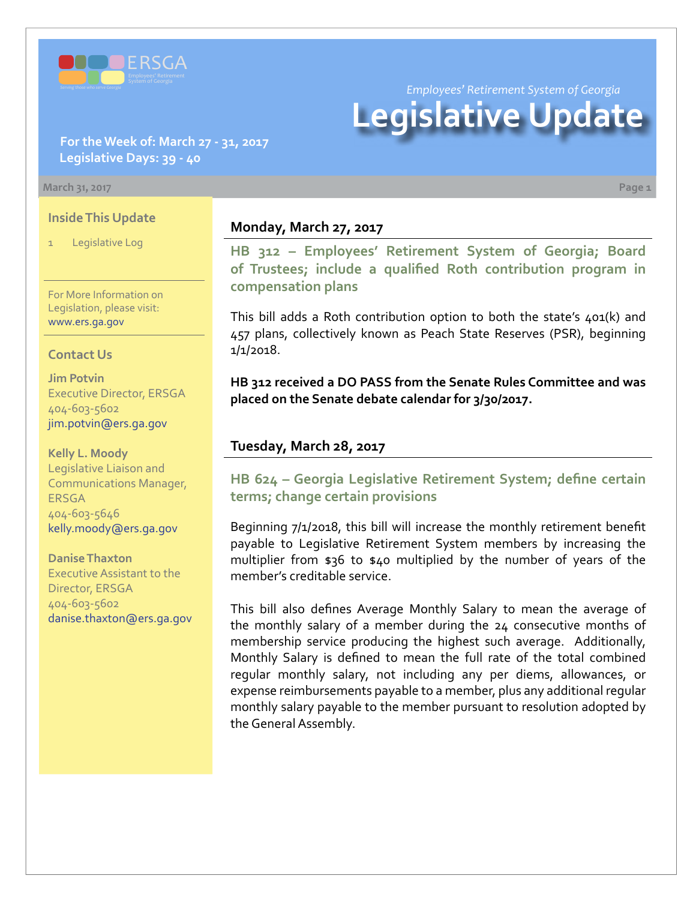*Employees' Retirement System of Georgia*

# Legislative Update

**For the Week of: March 27 - 31, 2017**
**Legislative Days: 39 - 40**

March 31, 2017

### Inside This Update

1 Legislative Log

For More Information on Legislation, please visit: www.ers.ga.gov

### Contact Us

**Jim Potvin**
Executive Director, ERSGA
404-603-5602
jim.potvin@ers.ga.gov

**Kelly L. Moody**
Legislative Liaison and Communications Manager, ERSGA
404-603-5646
kelly.moody@ers.ga.gov

**Danise Thaxton**
Executive Assistant to the Director, ERSGA
404-603-5602
danise.thaxton@ers.ga.gov

## Monday, March 27, 2017

### HB 312 – Employees' Retirement System of Georgia; Board of Trustees; include a qualified Roth contribution program in compensation plans

This bill adds a Roth contribution option to both the state's 401(k) and 457 plans, collectively known as Peach State Reserves (PSR), beginning 1/1/2018.

**HB 312 received a DO PASS from the Senate Rules Committee and was placed on the Senate debate calendar for 3/30/2017.**

## Tuesday, March 28, 2017

### HB 624 – Georgia Legislative Retirement System; define certain terms; change certain provisions

Beginning 7/1/2018, this bill will increase the monthly retirement benefit payable to Legislative Retirement System members by increasing the multiplier from $36 to $40 multiplied by the number of years of the member's creditable service.

This bill also defines Average Monthly Salary to mean the average of the monthly salary of a member during the 24 consecutive months of membership service producing the highest such average. Additionally, Monthly Salary is defined to mean the full rate of the total combined regular monthly salary, not including any per diems, allowances, or expense reimbursements payable to a member, plus any additional regular monthly salary payable to the member pursuant to resolution adopted by the General Assembly.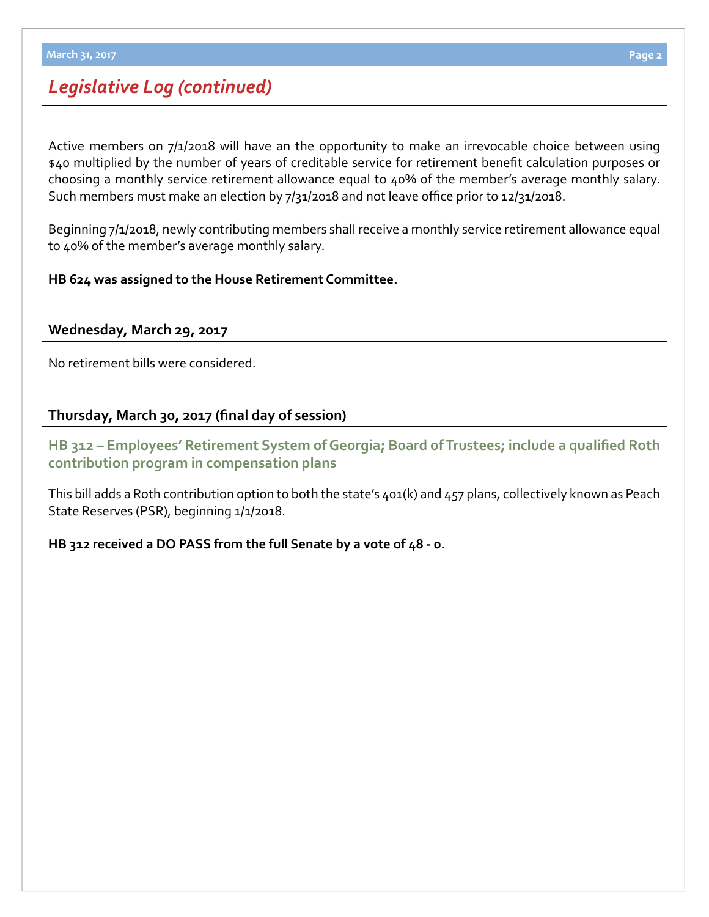## *Legislative Log (continued)*

Active members on 7/1/2018 will have an the opportunity to make an irrevocable choice between using $40 multiplied by the number of years of creditable service for retirement benefit calculation purposes or choosing a monthly service retirement allowance equal to 40% of the member's average monthly salary. Such members must make an election by 7/31/2018 and not leave office prior to 12/31/2018.

Beginning 7/1/2018, newly contributing members shall receive a monthly service retirement allowance equal to 40% of the member's average monthly salary.

**HB 624 was assigned to the House Retirement Committee.**

### Wednesday, March 29, 2017

No retirement bills were considered.

### Thursday, March 30, 2017 (final day of session)

#### HB 312 – Employees' Retirement System of Georgia; Board of Trustees; include a qualified Roth contribution program in compensation plans

This bill adds a Roth contribution option to both the state's 401(k) and 457 plans, collectively known as Peach State Reserves (PSR), beginning 1/1/2018.

**HB 312 received a DO PASS from the full Senate by a vote of 48 - 0.**